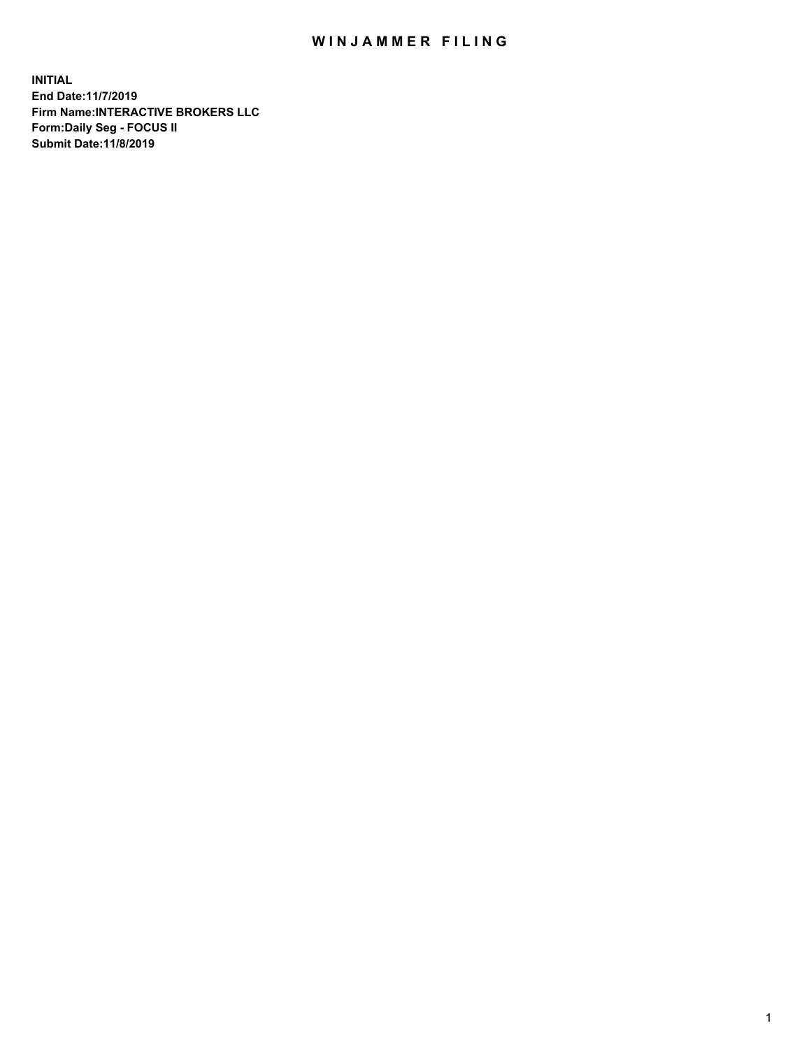# WINJAMMER FILING

**INITIAL**
**End Date:11/7/2019**
**Firm Name:INTERACTIVE BROKERS LLC**
**Form:Daily Seg - FOCUS II**
**Submit Date:11/8/2019**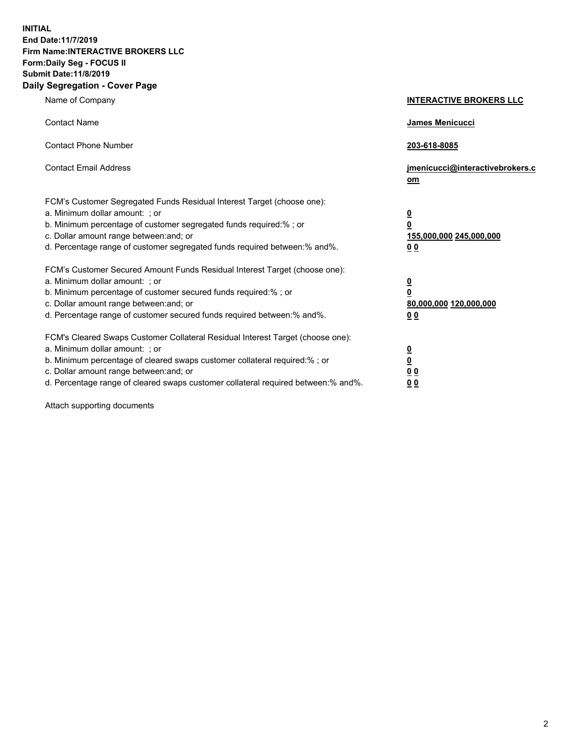**INITIAL**
**End Date:11/7/2019**
**Firm Name:INTERACTIVE BROKERS LLC**
**Form:Daily Seg - FOCUS II**
**Submit Date:11/8/2019**

## Daily Segregation - Cover Page

| | |
|---|---|
| Name of Company | **INTERACTIVE BROKERS LLC** |
| Contact Name | **James Menicucci** |
| Contact Phone Number | **203-618-8085** |
| Contact Email Address | **jmenicucci@interactivebrokers.com** |

FCM's Customer Segregated Funds Residual Interest Target (choose one):

| | |
|---|---|
| a. Minimum dollar amount: ; or | **0** |
| b. Minimum percentage of customer segregated funds required:% ; or | **0** |
| c. Dollar amount range between:and; or | **155,000,000 245,000,000** |
| d. Percentage range of customer segregated funds required between:% and%. | **0 0** |

FCM's Customer Secured Amount Funds Residual Interest Target (choose one):

| | |
|---|---|
| a. Minimum dollar amount: ; or | **0** |
| b. Minimum percentage of customer secured funds required:% ; or | **0** |
| c. Dollar amount range between:and; or | **80,000,000 120,000,000** |
| d. Percentage range of customer secured funds required between:% and%. | **0 0** |

FCM's Cleared Swaps Customer Collateral Residual Interest Target (choose one):

| | |
|---|---|
| a. Minimum dollar amount: ; or | **0** |
| b. Minimum percentage of cleared swaps customer collateral required:% ; or | **0** |
| c. Dollar amount range between:and; or | **0 0** |
| d. Percentage range of cleared swaps customer collateral required between:% and%. | **0 0** |

Attach supporting documents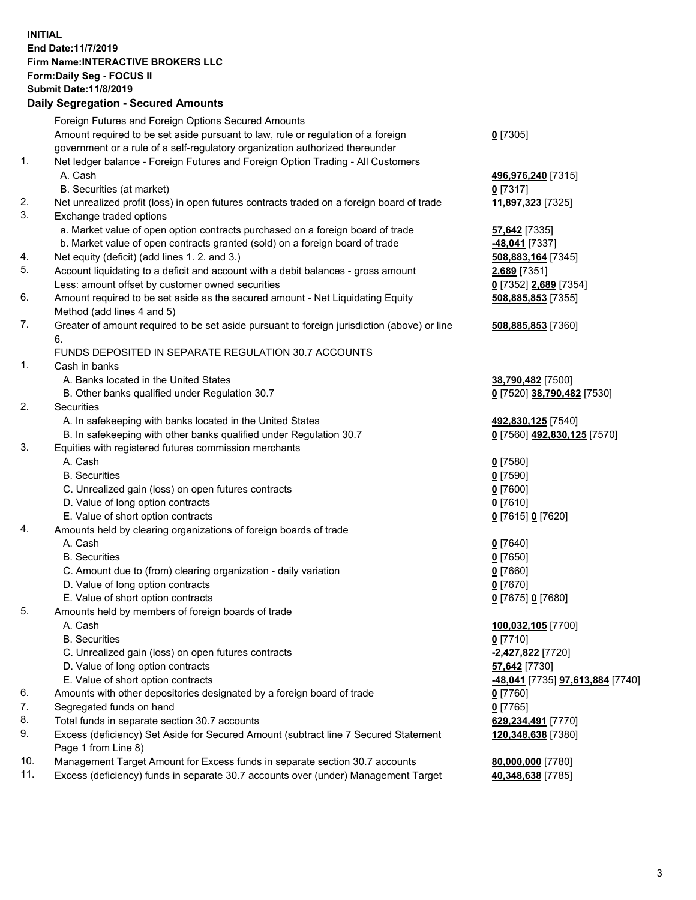**INITIAL**
**End Date:11/7/2019**
**Firm Name:INTERACTIVE BROKERS LLC**
**Form:Daily Seg - FOCUS II**
**Submit Date:11/8/2019**
**Daily Segregation - Secured Amounts**

| | | |
|---|---|---|
| | Foreign Futures and Foreign Options Secured Amounts | |
| | Amount required to be set aside pursuant to law, rule or regulation of a foreign government or a rule of a self-regulatory organization authorized thereunder | 0 [7305] |
| 1. | Net ledger balance - Foreign Futures and Foreign Option Trading - All Customers | |
| | A. Cash | 496,976,240 [7315] |
| | B. Securities (at market) | 0 [7317] |
| 2. | Net unrealized profit (loss) in open futures contracts traded on a foreign board of trade | 11,897,323 [7325] |
| 3. | Exchange traded options | |
| | a. Market value of open option contracts purchased on a foreign board of trade | 57,642 [7335] |
| | b. Market value of open contracts granted (sold) on a foreign board of trade | -48,041 [7337] |
| 4. | Net equity (deficit) (add lines 1. 2. and 3.) | 508,883,164 [7345] |
| 5. | Account liquidating to a deficit and account with a debit balances - gross amount | 2,689 [7351] |
| | Less: amount offset by customer owned securities | 0 [7352] 2,689 [7354] |
| 6. | Amount required to be set aside as the secured amount - Net Liquidating Equity Method (add lines 4 and 5) | 508,885,853 [7355] |
| 7. | Greater of amount required to be set aside pursuant to foreign jurisdiction (above) or line 6. | 508,885,853 [7360] |
| | FUNDS DEPOSITED IN SEPARATE REGULATION 30.7 ACCOUNTS | |
| 1. | Cash in banks | |
| | A. Banks located in the United States | 38,790,482 [7500] |
| | B. Other banks qualified under Regulation 30.7 | 0 [7520] 38,790,482 [7530] |
| 2. | Securities | |
| | A. In safekeeping with banks located in the United States | 492,830,125 [7540] |
| | B. In safekeeping with other banks qualified under Regulation 30.7 | 0 [7560] 492,830,125 [7570] |
| 3. | Equities with registered futures commission merchants | |
| | A. Cash | 0 [7580] |
| | B. Securities | 0 [7590] |
| | C. Unrealized gain (loss) on open futures contracts | 0 [7600] |
| | D. Value of long option contracts | 0 [7610] |
| | E. Value of short option contracts | 0 [7615] 0 [7620] |
| 4. | Amounts held by clearing organizations of foreign boards of trade | |
| | A. Cash | 0 [7640] |
| | B. Securities | 0 [7650] |
| | C. Amount due to (from) clearing organization - daily variation | 0 [7660] |
| | D. Value of long option contracts | 0 [7670] |
| | E. Value of short option contracts | 0 [7675] 0 [7680] |
| 5. | Amounts held by members of foreign boards of trade | |
| | A. Cash | 100,032,105 [7700] |
| | B. Securities | 0 [7710] |
| | C. Unrealized gain (loss) on open futures contracts | -2,427,822 [7720] |
| | D. Value of long option contracts | 57,642 [7730] |
| | E. Value of short option contracts | -48,041 [7735] 97,613,884 [7740] |
| 6. | Amounts with other depositories designated by a foreign board of trade | 0 [7760] |
| 7. | Segregated funds on hand | 0 [7765] |
| 8. | Total funds in separate section 30.7 accounts | 629,234,491 [7770] |
| 9. | Excess (deficiency) Set Aside for Secured Amount (subtract line 7 Secured Statement Page 1 from Line 8) | 120,348,638 [7380] |
| 10. | Management Target Amount for Excess funds in separate section 30.7 accounts | 80,000,000 [7780] |
| 11. | Excess (deficiency) funds in separate 30.7 accounts over (under) Management Target | 40,348,638 [7785] |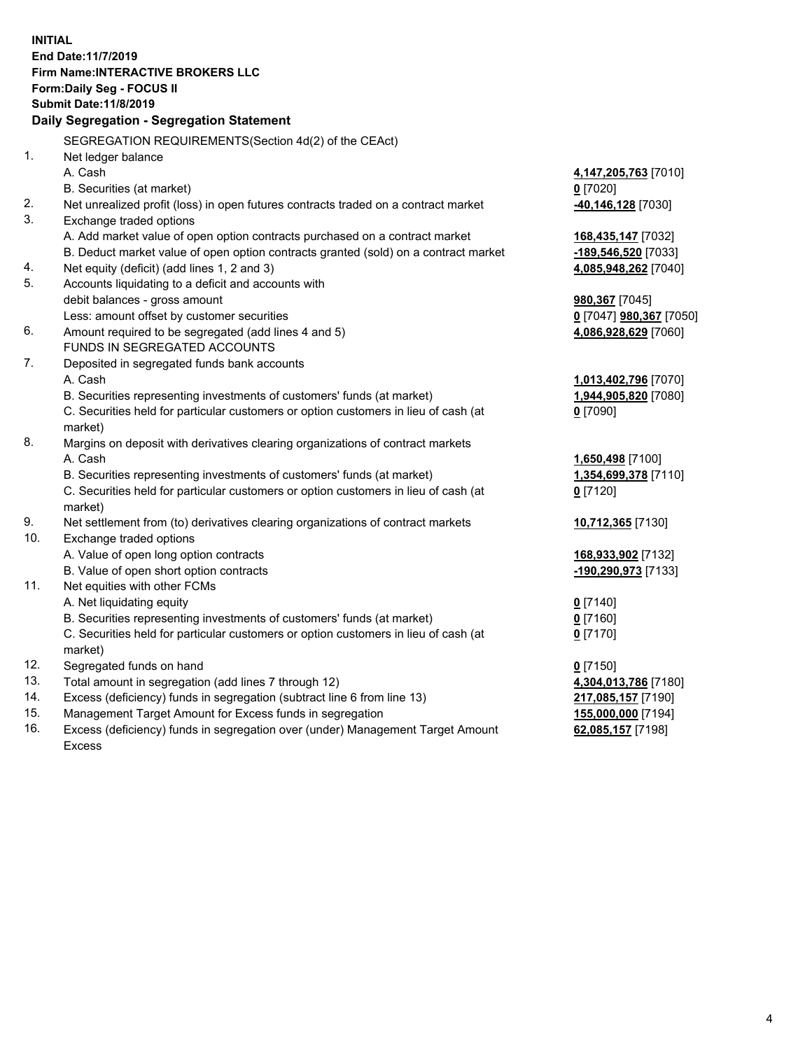**INITIAL**
**End Date:11/7/2019**
**Firm Name:INTERACTIVE BROKERS LLC**
**Form:Daily Seg - FOCUS II**
**Submit Date:11/8/2019**

### Daily Segregation - Segregation Statement

| | | |
|---|---|---|
| | SEGREGATION REQUIREMENTS(Section 4d(2) of the CEAct) | |
| 1. | Net ledger balance | |
| | A. Cash | **4,147,205,763** [7010] |
| | B. Securities (at market) | **0** [7020] |
| 2. | Net unrealized profit (loss) in open futures contracts traded on a contract market | **-40,146,128** [7030] |
| 3. | Exchange traded options | |
| | A. Add market value of open option contracts purchased on a contract market | **168,435,147** [7032] |
| | B. Deduct market value of open option contracts granted (sold) on a contract market | **-189,546,520** [7033] |
| 4. | Net equity (deficit) (add lines 1, 2 and 3) | **4,085,948,262** [7040] |
| 5. | Accounts liquidating to a deficit and accounts with | |
| | debit balances - gross amount | **980,367** [7045] |
| | Less: amount offset by customer securities | **0** [7047] **980,367** [7050] |
| 6. | Amount required to be segregated (add lines 4 and 5) | **4,086,928,629** [7060] |
| | FUNDS IN SEGREGATED ACCOUNTS | |
| 7. | Deposited in segregated funds bank accounts | |
| | A. Cash | **1,013,402,796** [7070] |
| | B. Securities representing investments of customers' funds (at market) | **1,944,905,820** [7080] |
| | C. Securities held for particular customers or option customers in lieu of cash (at market) | **0** [7090] |
| 8. | Margins on deposit with derivatives clearing organizations of contract markets | |
| | A. Cash | **1,650,498** [7100] |
| | B. Securities representing investments of customers' funds (at market) | **1,354,699,378** [7110] |
| | C. Securities held for particular customers or option customers in lieu of cash (at market) | **0** [7120] |
| 9. | Net settlement from (to) derivatives clearing organizations of contract markets | **10,712,365** [7130] |
| 10. | Exchange traded options | |
| | A. Value of open long option contracts | **168,933,902** [7132] |
| | B. Value of open short option contracts | **-190,290,973** [7133] |
| 11. | Net equities with other FCMs | |
| | A. Net liquidating equity | **0** [7140] |
| | B. Securities representing investments of customers' funds (at market) | **0** [7160] |
| | C. Securities held for particular customers or option customers in lieu of cash (at market) | **0** [7170] |
| 12. | Segregated funds on hand | **0** [7150] |
| 13. | Total amount in segregation (add lines 7 through 12) | **4,304,013,786** [7180] |
| 14. | Excess (deficiency) funds in segregation (subtract line 6 from line 13) | **217,085,157** [7190] |
| 15. | Management Target Amount for Excess funds in segregation | **155,000,000** [7194] |
| 16. | Excess (deficiency) funds in segregation over (under) Management Target Amount Excess | **62,085,157** [7198] |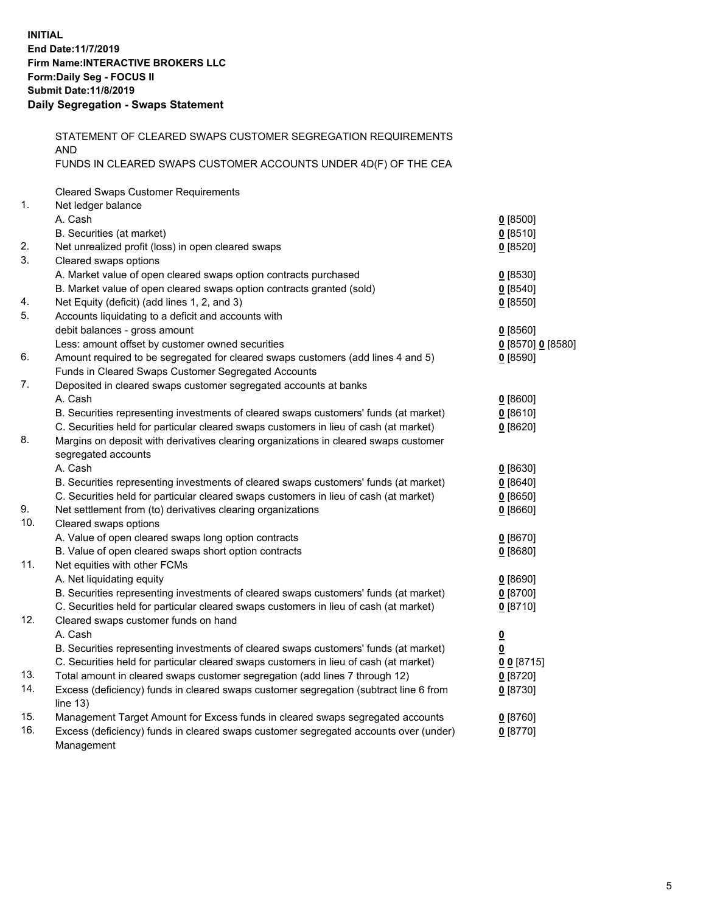**INITIAL**
**End Date:11/7/2019**
**Firm Name:INTERACTIVE BROKERS LLC**
**Form:Daily Seg - FOCUS II**
**Submit Date:11/8/2019**
**Daily Segregation - Swaps Statement**

STATEMENT OF CLEARED SWAPS CUSTOMER SEGREGATION REQUIREMENTS AND FUNDS IN CLEARED SWAPS CUSTOMER ACCOUNTS UNDER 4D(F) OF THE CEA

| | | |
|---|---|---|
| | Cleared Swaps Customer Requirements | |
| 1. | Net ledger balance | |
| | A. Cash | 0 [8500] |
| | B. Securities (at market) | 0 [8510] |
| 2. | Net unrealized profit (loss) in open cleared swaps | 0 [8520] |
| 3. | Cleared swaps options | |
| | A. Market value of open cleared swaps option contracts purchased | 0 [8530] |
| | B. Market value of open cleared swaps option contracts granted (sold) | 0 [8540] |
| 4. | Net Equity (deficit) (add lines 1, 2, and 3) | 0 [8550] |
| 5. | Accounts liquidating to a deficit and accounts with debit balances - gross amount | 0 [8560] |
| | Less: amount offset by customer owned securities | 0 [8570] 0 [8580] |
| 6. | Amount required to be segregated for cleared swaps customers (add lines 4 and 5) | 0 [8590] |
| | Funds in Cleared Swaps Customer Segregated Accounts | |
| 7. | Deposited in cleared swaps customer segregated accounts at banks | |
| | A. Cash | 0 [8600] |
| | B. Securities representing investments of cleared swaps customers' funds (at market) | 0 [8610] |
| | C. Securities held for particular cleared swaps customers in lieu of cash (at market) | 0 [8620] |
| 8. | Margins on deposit with derivatives clearing organizations in cleared swaps customer segregated accounts | |
| | A. Cash | 0 [8630] |
| | B. Securities representing investments of cleared swaps customers' funds (at market) | 0 [8640] |
| | C. Securities held for particular cleared swaps customers in lieu of cash (at market) | 0 [8650] |
| 9. | Net settlement from (to) derivatives clearing organizations | 0 [8660] |
| 10. | Cleared swaps options | |
| | A. Value of open cleared swaps long option contracts | 0 [8670] |
| | B. Value of open cleared swaps short option contracts | 0 [8680] |
| 11. | Net equities with other FCMs | |
| | A. Net liquidating equity | 0 [8690] |
| | B. Securities representing investments of cleared swaps customers' funds (at market) | 0 [8700] |
| | C. Securities held for particular cleared swaps customers in lieu of cash (at market) | 0 [8710] |
| 12. | Cleared swaps customer funds on hand | |
| | A. Cash | 0 |
| | B. Securities representing investments of cleared swaps customers' funds (at market) | 0 |
| | C. Securities held for particular cleared swaps customers in lieu of cash (at market) | 0 0 [8715] |
| 13. | Total amount in cleared swaps customer segregation (add lines 7 through 12) | 0 [8720] |
| 14. | Excess (deficiency) funds in cleared swaps customer segregation (subtract line 6 from line 13) | 0 [8730] |
| 15. | Management Target Amount for Excess funds in cleared swaps segregated accounts | 0 [8760] |
| 16. | Excess (deficiency) funds in cleared swaps customer segregated accounts over (under) Management | 0 [8770] |